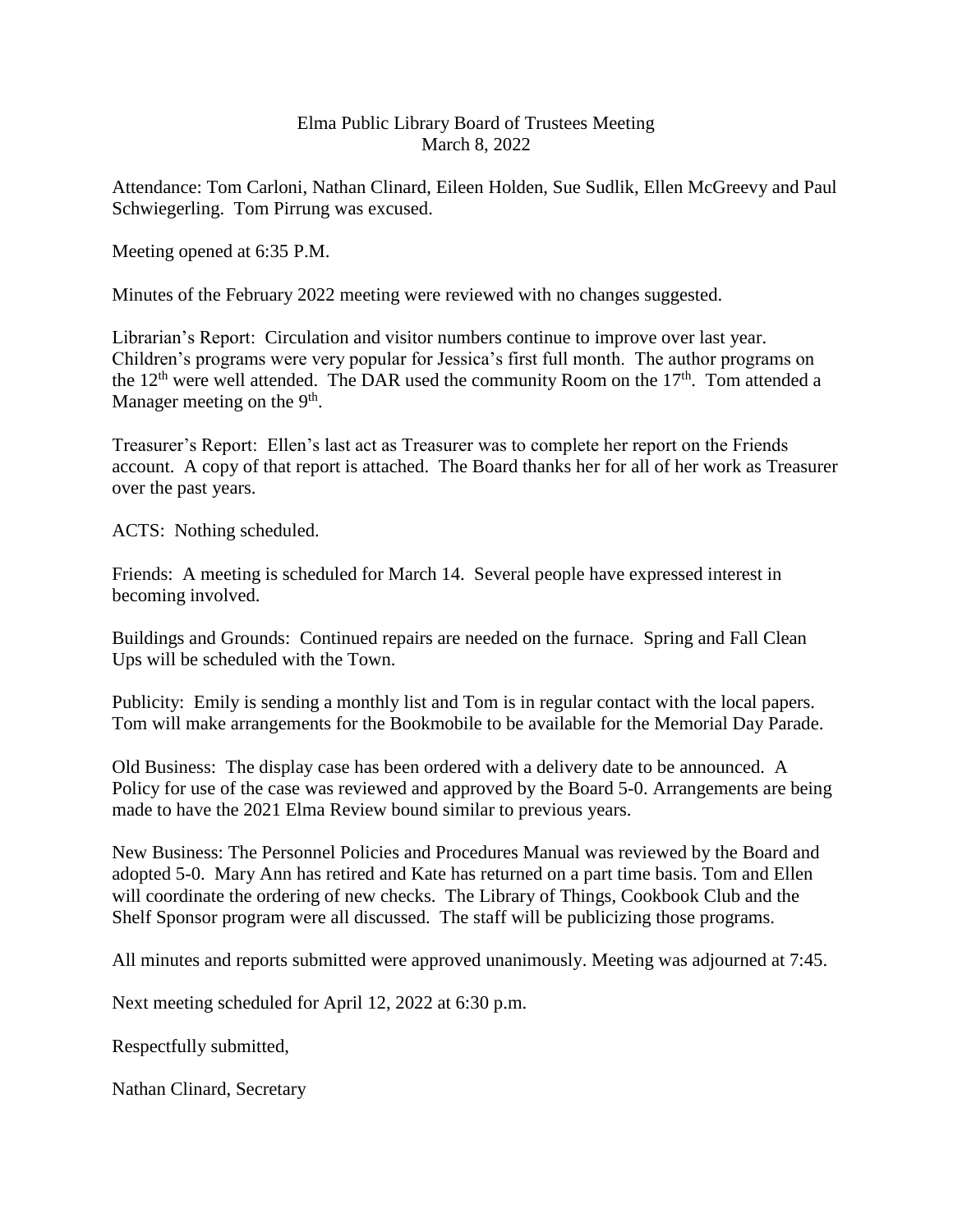# Elma Public Library Board of Trustees Meeting
## March 8, 2022

Attendance: Tom Carloni, Nathan Clinard, Eileen Holden, Sue Sudlik, Ellen McGreevy and Paul Schwiegerling. Tom Pirrung was excused.

Meeting opened at 6:35 P.M.

Minutes of the February 2022 meeting were reviewed with no changes suggested.

Librarian's Report: Circulation and visitor numbers continue to improve over last year. Children's programs were very popular for Jessica's first full month. The author programs on the 12th were well attended. The DAR used the community Room on the 17th. Tom attended a Manager meeting on the 9th.

Treasurer's Report: Ellen's last act as Treasurer was to complete her report on the Friends account. A copy of that report is attached. The Board thanks her for all of her work as Treasurer over the past years.

ACTS: Nothing scheduled.

Friends: A meeting is scheduled for March 14. Several people have expressed interest in becoming involved.

Buildings and Grounds: Continued repairs are needed on the furnace. Spring and Fall Clean Ups will be scheduled with the Town.

Publicity: Emily is sending a monthly list and Tom is in regular contact with the local papers. Tom will make arrangements for the Bookmobile to be available for the Memorial Day Parade.

Old Business: The display case has been ordered with a delivery date to be announced. A Policy for use of the case was reviewed and approved by the Board 5-0. Arrangements are being made to have the 2021 Elma Review bound similar to previous years.

New Business: The Personnel Policies and Procedures Manual was reviewed by the Board and adopted 5-0. Mary Ann has retired and Kate has returned on a part time basis. Tom and Ellen will coordinate the ordering of new checks. The Library of Things, Cookbook Club and the Shelf Sponsor program were all discussed. The staff will be publicizing those programs.

All minutes and reports submitted were approved unanimously. Meeting was adjourned at 7:45.

Next meeting scheduled for April 12, 2022 at 6:30 p.m.

Respectfully submitted,

Nathan Clinard, Secretary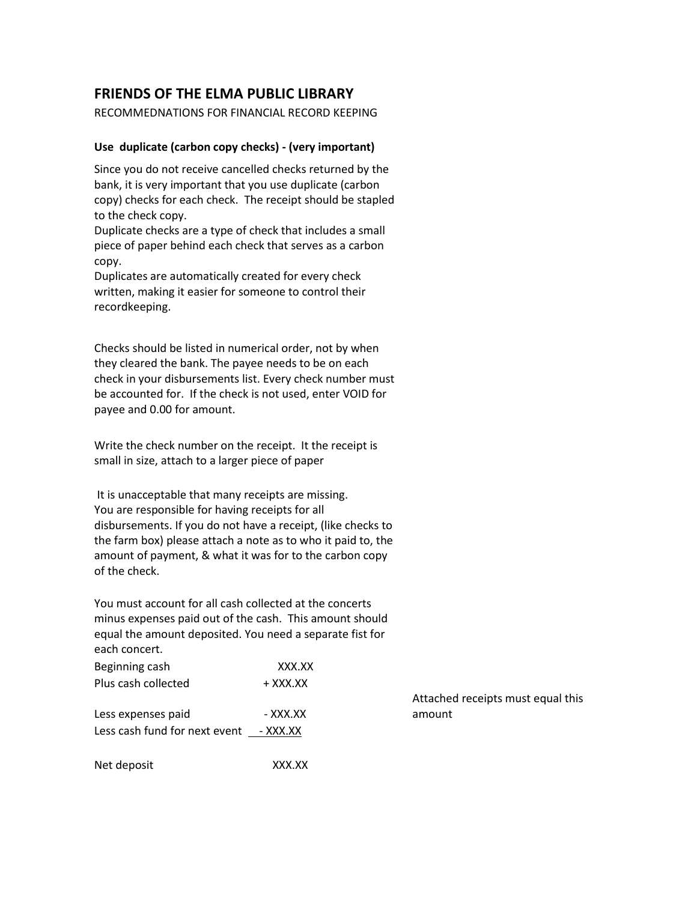# FRIENDS OF THE ELMA PUBLIC LIBRARY

RECOMMEDNATIONS FOR FINANCIAL RECORD KEEPING

**Use duplicate (carbon copy checks) - (very important)**

Since you do not receive cancelled checks returned by the bank, it is very important that you use duplicate (carbon copy) checks for each check. The receipt should be stapled to the check copy.
Duplicate checks are a type of check that includes a small piece of paper behind each check that serves as a carbon copy.
Duplicates are automatically created for every check written, making it easier for someone to control their recordkeeping.

Checks should be listed in numerical order, not by when they cleared the bank. The payee needs to be on each check in your disbursements list. Every check number must be accounted for. If the check is not used, enter VOID for payee and 0.00 for amount.

Write the check number on the receipt. It the receipt is small in size, attach to a larger piece of paper

It is unacceptable that many receipts are missing.
You are responsible for having receipts for all disbursements. If you do not have a receipt, (like checks to the farm box) please attach a note as to who it paid to, the amount of payment, & what it was for to the carbon copy of the check.

You must account for all cash collected at the concerts minus expenses paid out of the cash. This amount should equal the amount deposited. You need a separate fist for each concert.

| | | |
|---|---|---|
| Beginning cash | XXX.XX | |
| Plus cash collected | + XXX.XX | |
| Less expenses paid | - XXX.XX | Attached receipts must equal this amount |
| Less cash fund for next event | - XXX.XX | |
| Net deposit | XXX.XX | |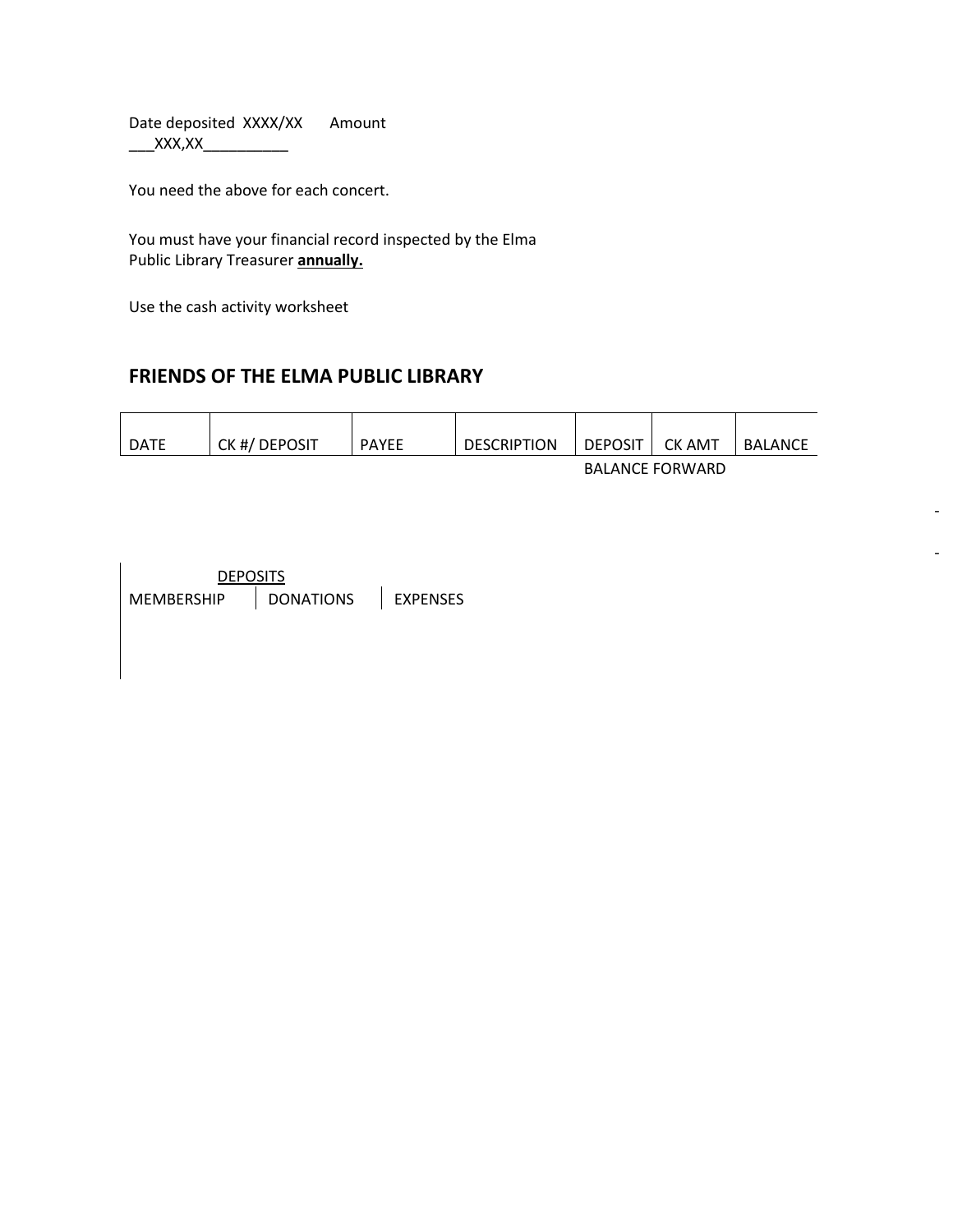Date deposited XXXX/XX Amount
___XXX,XX__________

You need the above for each concert.

You must have your financial record inspected by the Elma Public Library Treasurer **annually.**

Use the cash activity worksheet

## FRIENDS OF THE ELMA PUBLIC LIBRARY

| DATE | CK #/ DEPOSIT | PAYEE | DESCRIPTION | DEPOSIT | CK AMT | BALANCE |
|---|---|---|---|---|---|---|
| | | | | BALANCE FORWARD | | |
| | | | | | | - |
| | | | | | | - |

| DEPOSITS | | |
|---|---|---|
| MEMBERSHIP | DONATIONS | EXPENSES |